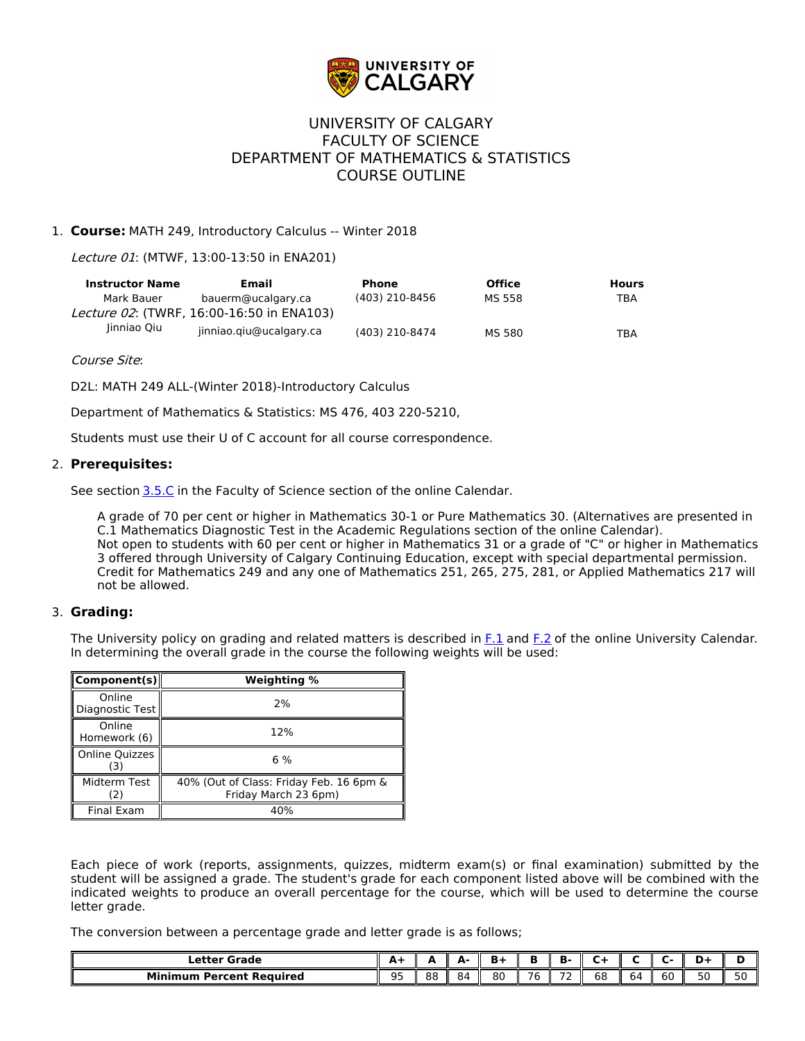# UNIVERSITY OF CALGARY
## FACULTY OF SCIENCE
## DEPARTMENT OF MATHEMATICS & STATISTICS
## COURSE OUTLINE

1. **Course:** MATH 249, Introductory Calculus -- Winter 2018

   *Lecture 01*: (MTWF, 13:00-13:50 in ENA201)

| Instructor Name | Email | Phone | Office | Hours |
|---|---|---|---|---|
| Mark Bauer | bauerm@ucalgary.ca | (403) 210-8456 | MS 558 | TBA |
| *Lecture 02*: (TWRF, 16:00-16:50 in ENA103) | | | | |
| Jinniao Qiu | jinniao.qiu@ucalgary.ca | (403) 210-8474 | MS 580 | TBA |

   *Course Site*:

   D2L: MATH 249 ALL-(Winter 2018)-Introductory Calculus

   Department of Mathematics & Statistics: MS 476, 403 220-5210,

   Students must use their U of C account for all course correspondence.

2. **Prerequisites:**

   See section 3.5.C in the Faculty of Science section of the online Calendar.

   > A grade of 70 per cent or higher in Mathematics 30-1 or Pure Mathematics 30. (Alternatives are presented in C.1 Mathematics Diagnostic Test in the Academic Regulations section of the online Calendar).
   > Not open to students with 60 per cent or higher in Mathematics 31 or a grade of "C" or higher in Mathematics 3 offered through University of Calgary Continuing Education, except with special departmental permission.
   > Credit for Mathematics 249 and any one of Mathematics 251, 265, 275, 281, or Applied Mathematics 217 will not be allowed.

3. **Grading:**

   The University policy on grading and related matters is described in F.1 and F.2 of the online University Calendar. In determining the overall grade in the course the following weights will be used:

| Component(s) | Weighting % |
|---|---|
| Online Diagnostic Test | 2% |
| Online Homework (6) | 12% |
| Online Quizzes (3) | 6 % |
| Midterm Test (2) | 40% (Out of Class: Friday Feb. 16 6pm & Friday March 23 6pm) |
| Final Exam | 40% |

   Each piece of work (reports, assignments, quizzes, midterm exam(s) or final examination) submitted by the student will be assigned a grade. The student's grade for each component listed above will be combined with the indicated weights to produce an overall percentage for the course, which will be used to determine the course letter grade.

   The conversion between a percentage grade and letter grade is as follows;

| Letter Grade | A+ | A | A- | B+ | B | B- | C+ | C | C- | D+ | D |
|---|---|---|---|---|---|---|---|---|---|---|---|
| Minimum Percent Required | 95 | 88 | 84 | 80 | 76 | 72 | 68 | 64 | 60 | 50 | 50 |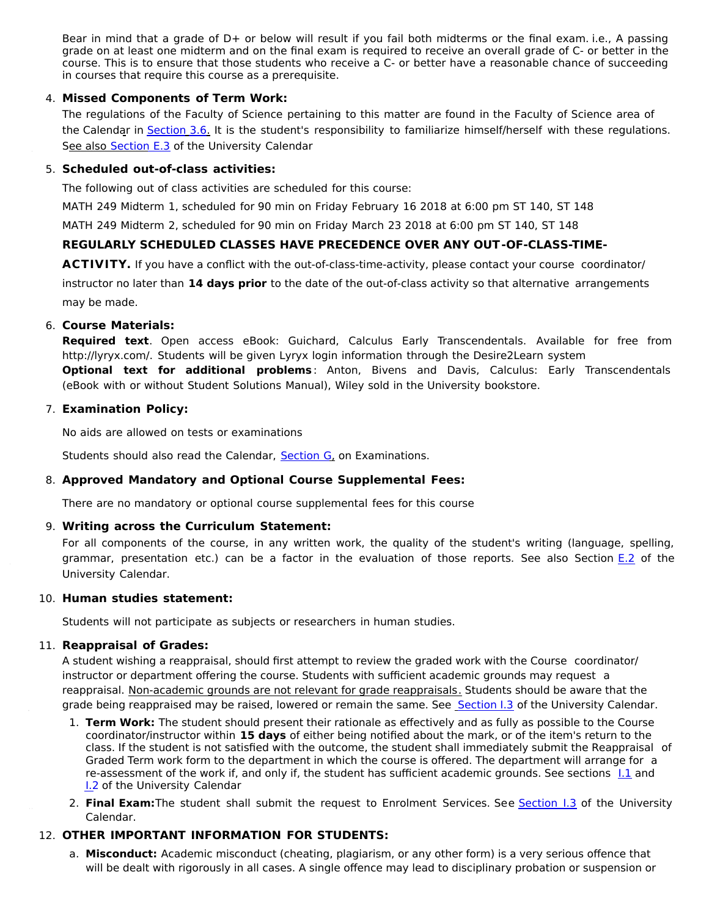Bear in mind that a grade of D+ or below will result if you fail both midterms or the final exam. i.e., A passing grade on at least one midterm and on the final exam is required to receive an overall grade of C- or better in the course. This is to ensure that those students who receive a C- or better have a reasonable chance of succeeding in courses that require this course as a prerequisite.

4. **Missed Components of Term Work:**

   The regulations of the Faculty of Science pertaining to this matter are found in the Faculty of Science area of the Calendar in Section 3.6. It is the student's responsibility to familiarize himself/herself with these regulations. See also Section E.3 of the University Calendar

5. **Scheduled out-of-class activities:**

   The following out of class activities are scheduled for this course:

   MATH 249 Midterm 1, scheduled for 90 min on Friday February 16 2018 at 6:00 pm ST 140, ST 148

   MATH 249 Midterm 2, scheduled for 90 min on Friday March 23 2018 at 6:00 pm ST 140, ST 148

   **REGULARLY SCHEDULED CLASSES HAVE PRECEDENCE OVER ANY OUT-OF-CLASS-TIME-ACTIVITY.** If you have a conflict with the out-of-class-time-activity, please contact your course coordinator/ instructor no later than **14 days prior** to the date of the out-of-class activity so that alternative arrangements may be made.

6. **Course Materials:**

   **Required text**. Open access eBook: Guichard, Calculus Early Transcendentals. Available for free from http://lyryx.com/. Students will be given Lyryx login information through the Desire2Learn system

   **Optional text for additional problems**: Anton, Bivens and Davis, Calculus: Early Transcendentals (eBook with or without Student Solutions Manual), Wiley sold in the University bookstore.

7. **Examination Policy:**

   No aids are allowed on tests or examinations

   Students should also read the Calendar, Section G, on Examinations.

8. **Approved Mandatory and Optional Course Supplemental Fees:**

   There are no mandatory or optional course supplemental fees for this course

9. **Writing across the Curriculum Statement:**

   For all components of the course, in any written work, the quality of the student's writing (language, spelling, grammar, presentation etc.) can be a factor in the evaluation of those reports. See also Section E.2 of the University Calendar.

10. **Human studies statement:**

    Students will not participate as subjects or researchers in human studies.

11. **Reappraisal of Grades:**

    A student wishing a reappraisal, should first attempt to review the graded work with the Course coordinator/ instructor or department offering the course. Students with sufficient academic grounds may request a reappraisal. Non-academic grounds are not relevant for grade reappraisals. Students should be aware that the grade being reappraised may be raised, lowered or remain the same. See Section I.3 of the University Calendar.

    1. **Term Work:** The student should present their rationale as effectively and as fully as possible to the Course coordinator/instructor within **15 days** of either being notified about the mark, or of the item's return to the class. If the student is not satisfied with the outcome, the student shall immediately submit the Reappraisal of Graded Term work form to the department in which the course is offered. The department will arrange for a re-assessment of the work if, and only if, the student has sufficient academic grounds. See sections I.1 and I.2 of the University Calendar
    2. **Final Exam:** The student shall submit the request to Enrolment Services. See Section I.3 of the University Calendar.

12. **OTHER IMPORTANT INFORMATION FOR STUDENTS:**

    a. **Misconduct:** Academic misconduct (cheating, plagiarism, or any other form) is a very serious offence that will be dealt with rigorously in all cases. A single offence may lead to disciplinary probation or suspension or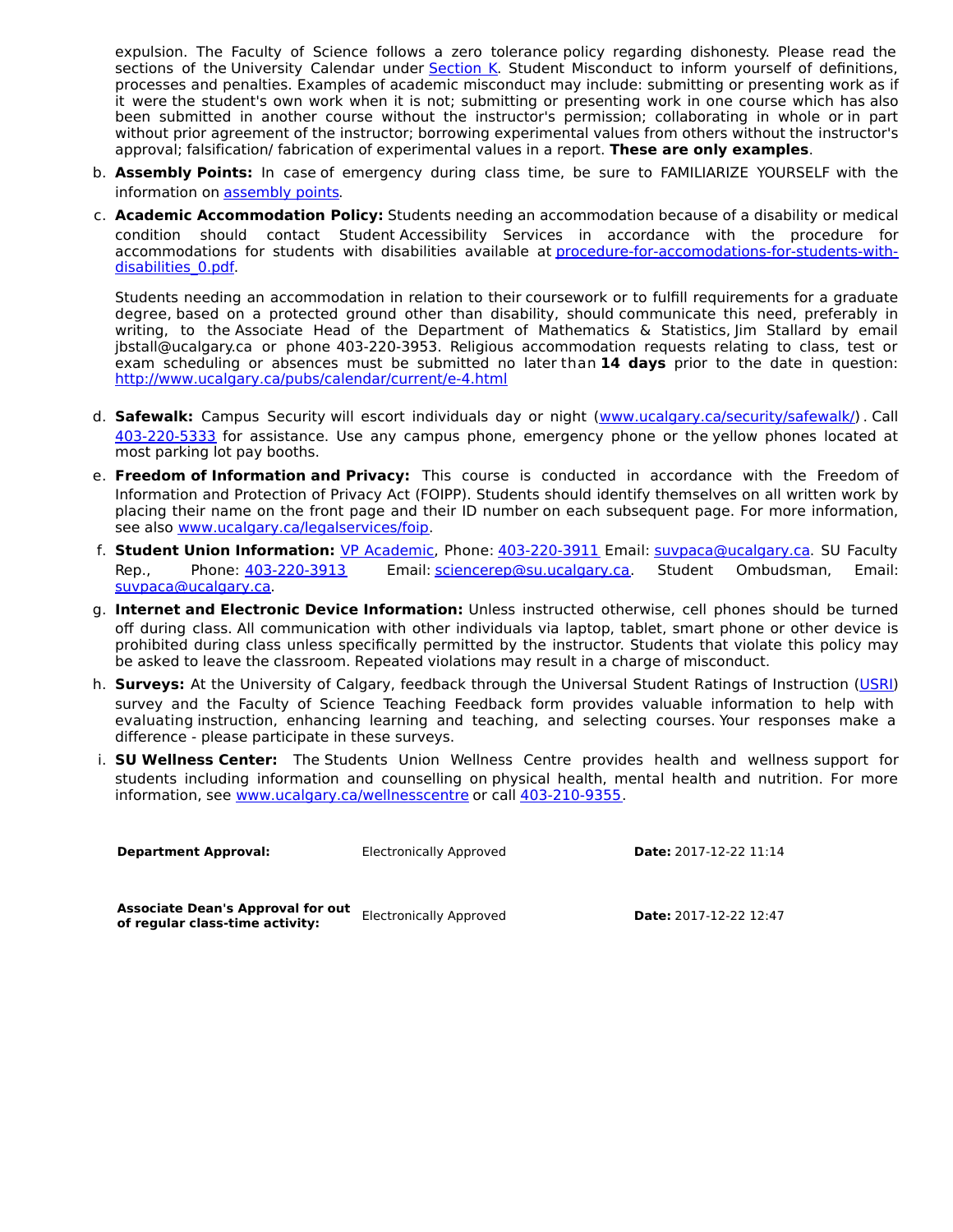expulsion. The Faculty of Science follows a zero tolerance policy regarding dishonesty. Please read the sections of the University Calendar under [Section K](). Student Misconduct to inform yourself of definitions, processes and penalties. Examples of academic misconduct may include: submitting or presenting work as if it were the student's own work when it is not; submitting or presenting work in one course which has also been submitted in another course without the instructor's permission; collaborating in whole or in part without prior agreement of the instructor; borrowing experimental values from others without the instructor's approval; falsification/ fabrication of experimental values in a report. **These are only examples**.

b. **Assembly Points:** In case of emergency during class time, be sure to FAMILIARIZE YOURSELF with the information on assembly points.

c. **Academic Accommodation Policy:** Students needing an accommodation because of a disability or medical condition should contact Student Accessibility Services in accordance with the procedure for accommodations for students with disabilities available at procedure-for-accomodations-for-students-with-disabilities_0.pdf.

   Students needing an accommodation in relation to their coursework or to fulfill requirements for a graduate degree, based on a protected ground other than disability, should communicate this need, preferably in writing, to the Associate Head of the Department of Mathematics & Statistics, Jim Stallard by email jbstall@ucalgary.ca or phone 403-220-3953. Religious accommodation requests relating to class, test or exam scheduling or absences must be submitted no later than **14 days** prior to the date in question: http://www.ucalgary.ca/pubs/calendar/current/e-4.html

d. **Safewalk:** Campus Security will escort individuals day or night (www.ucalgary.ca/security/safewalk/). Call 403-220-5333 for assistance. Use any campus phone, emergency phone or the yellow phones located at most parking lot pay booths.

e. **Freedom of Information and Privacy:** This course is conducted in accordance with the Freedom of Information and Protection of Privacy Act (FOIPP). Students should identify themselves on all written work by placing their name on the front page and their ID number on each subsequent page. For more information, see also www.ucalgary.ca/legalservices/foip.

f. **Student Union Information:** VP Academic, Phone: 403-220-3911 Email: suvpaca@ucalgary.ca. SU Faculty Rep., Phone: 403-220-3913 Email: sciencerep@su.ucalgary.ca. Student Ombudsman, Email: suvpaca@ucalgary.ca.

g. **Internet and Electronic Device Information:** Unless instructed otherwise, cell phones should be turned off during class. All communication with other individuals via laptop, tablet, smart phone or other device is prohibited during class unless specifically permitted by the instructor. Students that violate this policy may be asked to leave the classroom. Repeated violations may result in a charge of misconduct.

h. **Surveys:** At the University of Calgary, feedback through the Universal Student Ratings of Instruction (USRI) survey and the Faculty of Science Teaching Feedback form provides valuable information to help with evaluating instruction, enhancing learning and teaching, and selecting courses. Your responses make a difference - please participate in these surveys.

i. **SU Wellness Center:** The Students Union Wellness Centre provides health and wellness support for students including information and counselling on physical health, mental health and nutrition. For more information, see www.ucalgary.ca/wellnesscentre or call 403-210-9355.

| | | |
|---|---|---|
| **Department Approval:** | Electronically Approved | **Date:** 2017-12-22 11:14 |
| **Associate Dean's Approval for out of regular class-time activity:** | Electronically Approved | **Date:** 2017-12-22 12:47 |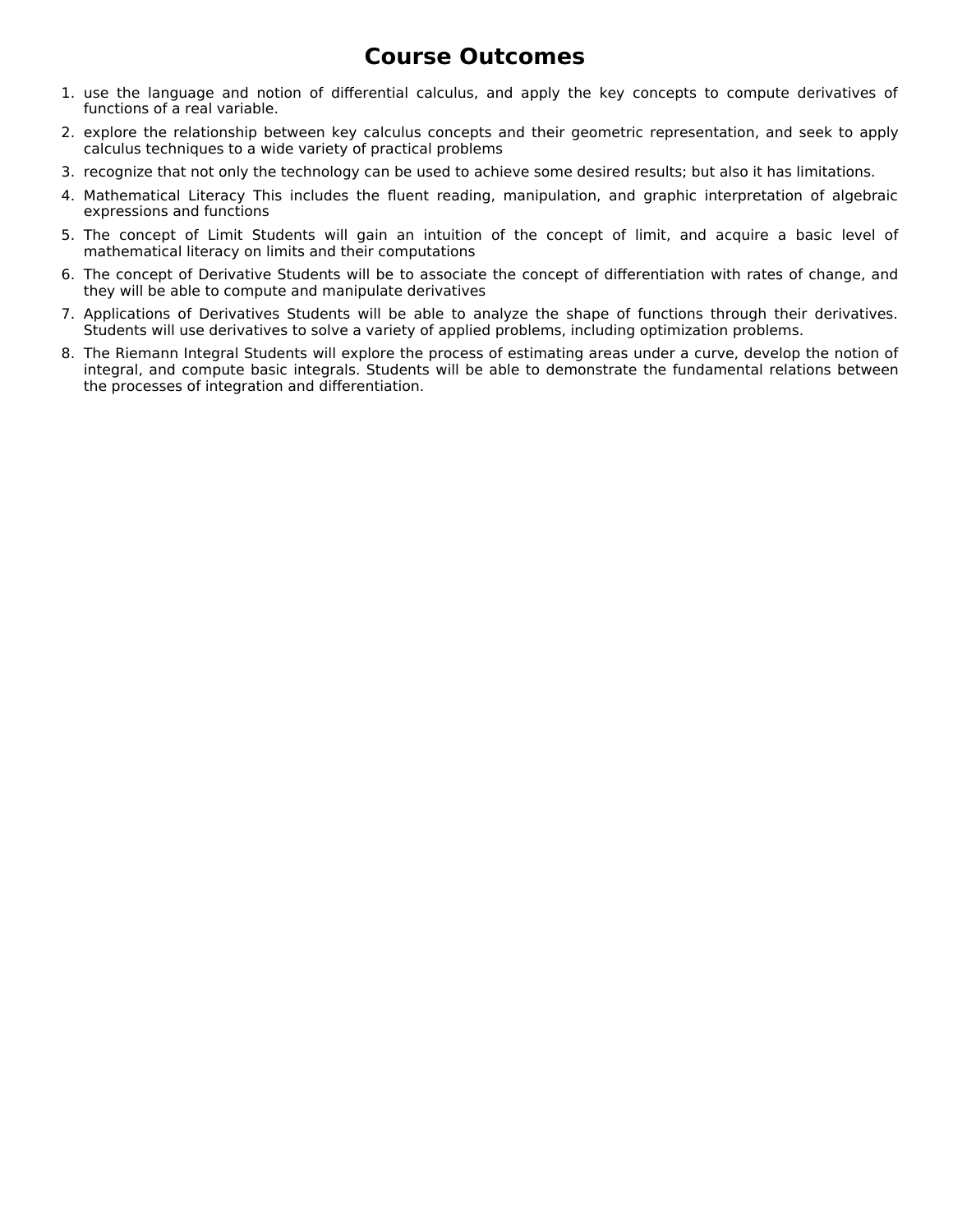# Course Outcomes

1. use the language and notion of differential calculus, and apply the key concepts to compute derivatives of functions of a real variable.
2. explore the relationship between key calculus concepts and their geometric representation, and seek to apply calculus techniques to a wide variety of practical problems
3. recognize that not only the technology can be used to achieve some desired results; but also it has limitations.
4. Mathematical Literacy This includes the fluent reading, manipulation, and graphic interpretation of algebraic expressions and functions
5. The concept of Limit Students will gain an intuition of the concept of limit, and acquire a basic level of mathematical literacy on limits and their computations
6. The concept of Derivative Students will be to associate the concept of differentiation with rates of change, and they will be able to compute and manipulate derivatives
7. Applications of Derivatives Students will be able to analyze the shape of functions through their derivatives. Students will use derivatives to solve a variety of applied problems, including optimization problems.
8. The Riemann Integral Students will explore the process of estimating areas under a curve, develop the notion of integral, and compute basic integrals. Students will be able to demonstrate the fundamental relations between the processes of integration and differentiation.